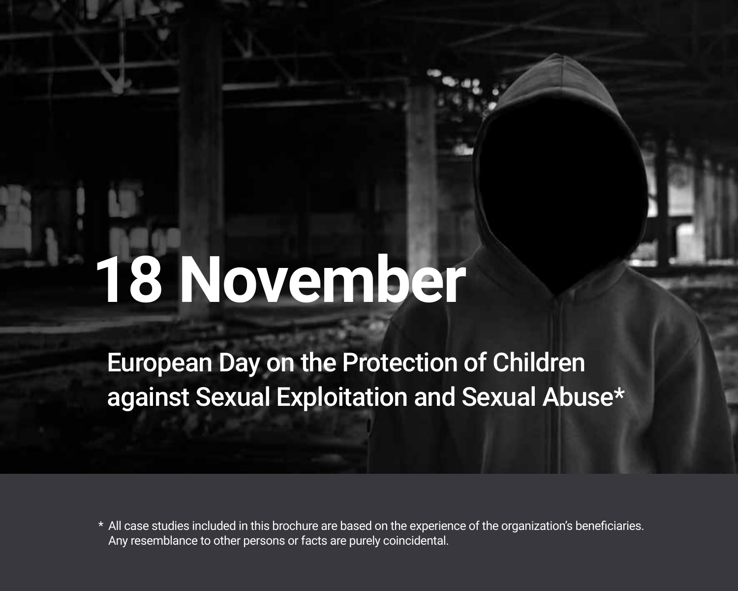# 18 November

## European Day on the Protection of Children against Sexual Exploitation and Sexual Abuse*

\* All case studies included in this brochure are based on the experience of the organization's beneficiaries. Any resemblance to other persons or facts are purely coincidental.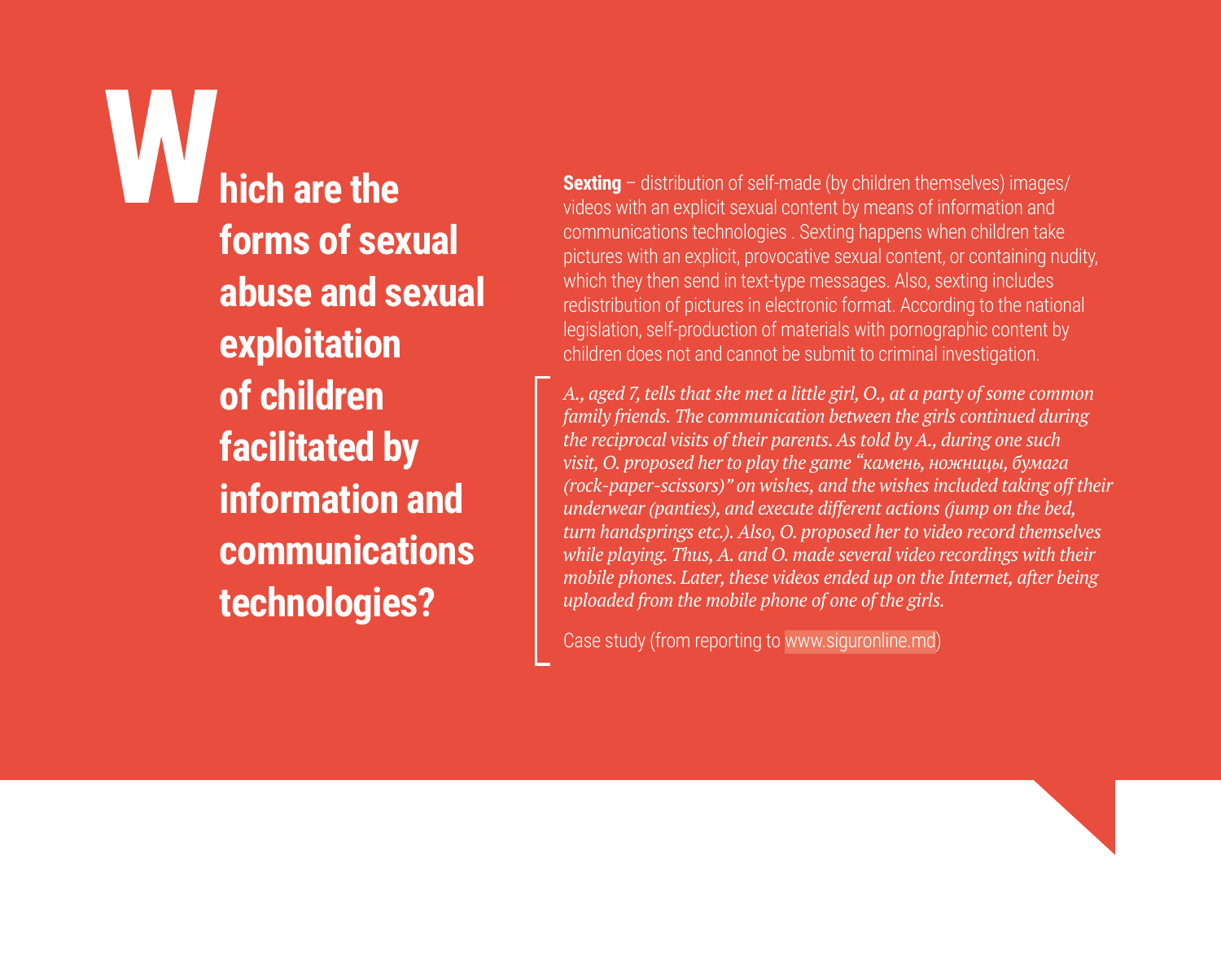# Which are the forms of sexual abuse and sexual exploitation of children facilitated by information and communications technologies?

**Sexting** – distribution of self-made (by children themselves) images/videos with an explicit sexual content by means of information and communications technologies . Sexting happens when children take pictures with an explicit, provocative sexual content, or containing nudity, which they then send in text-type messages. Also, sexting includes redistribution of pictures in electronic format. According to the national legislation, self-production of materials with pornographic content by children does not and cannot be submit to criminal investigation.

*A., aged 7, tells that she met a little girl, O., at a party of some common family friends. The communication between the girls continued during the reciprocal visits of their parents. As told by A., during one such visit, O. proposed her to play the game "камень, ножницы, бумага (rock-paper-scissors)" on wishes, and the wishes included taking off their underwear (panties), and execute different actions (jump on the bed, turn handsprings etc.). Also, O. proposed her to video record themselves while playing. Thus, A. and O. made several video recordings with their mobile phones. Later, these videos ended up on the Internet, after being uploaded from the mobile phone of one of the girls.*

Case study (from reporting to www.siguronline.md)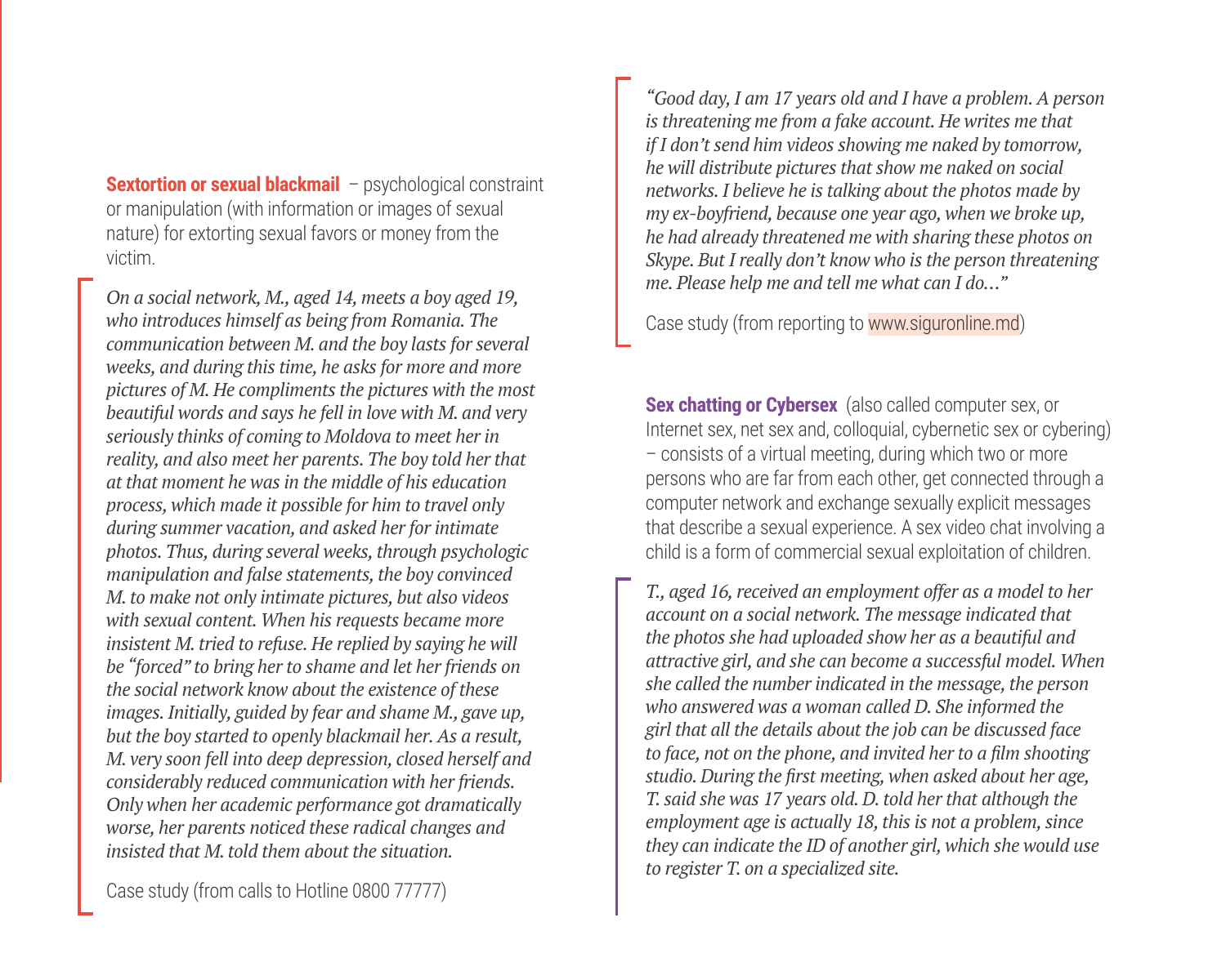**Sextortion or sexual blackmail** – psychological constraint or manipulation (with information or images of sexual nature) for extorting sexual favors or money from the victim.

*On a social network, M., aged 14, meets a boy aged 19, who introduces himself as being from Romania. The communication between M. and the boy lasts for several weeks, and during this time, he asks for more and more pictures of M. He compliments the pictures with the most beautiful words and says he fell in love with M. and very seriously thinks of coming to Moldova to meet her in reality, and also meet her parents. The boy told her that at that moment he was in the middle of his education process, which made it possible for him to travel only during summer vacation, and asked her for intimate photos. Thus, during several weeks, through psychologic manipulation and false statements, the boy convinced M. to make not only intimate pictures, but also videos with sexual content. When his requests became more insistent M. tried to refuse. He replied by saying he will be "forced" to bring her to shame and let her friends on the social network know about the existence of these images. Initially, guided by fear and shame M., gave up, but the boy started to openly blackmail her. As a result, M. very soon fell into deep depression, closed herself and considerably reduced communication with her friends. Only when her academic performance got dramatically worse, her parents noticed these radical changes and insisted that M. told them about the situation.*

Case study (from calls to Hotline 0800 77777)

*"Good day, I am 17 years old and I have a problem. A person is threatening me from a fake account. He writes me that if I don't send him videos showing me naked by tomorrow, he will distribute pictures that show me naked on social networks. I believe he is talking about the photos made by my ex-boyfriend, because one year ago, when we broke up, he had already threatened me with sharing these photos on Skype. But I really don't know who is the person threatening me. Please help me and tell me what can I do…"*

Case study (from reporting to www.siguronline.md)

**Sex chatting or Cybersex** (also called computer sex, or Internet sex, net sex and, colloquial, cybernetic sex or cybering) – consists of a virtual meeting, during which two or more persons who are far from each other, get connected through a computer network and exchange sexually explicit messages that describe a sexual experience. A sex video chat involving a child is a form of commercial sexual exploitation of children.

*T., aged 16, received an employment offer as a model to her account on a social network. The message indicated that the photos she had uploaded show her as a beautiful and attractive girl, and she can become a successful model. When she called the number indicated in the message, the person who answered was a woman called D. She informed the girl that all the details about the job can be discussed face to face, not on the phone, and invited her to a film shooting studio. During the first meeting, when asked about her age, T. said she was 17 years old. D. told her that although the employment age is actually 18, this is not a problem, since they can indicate the ID of another girl, which she would use to register T. on a specialized site.*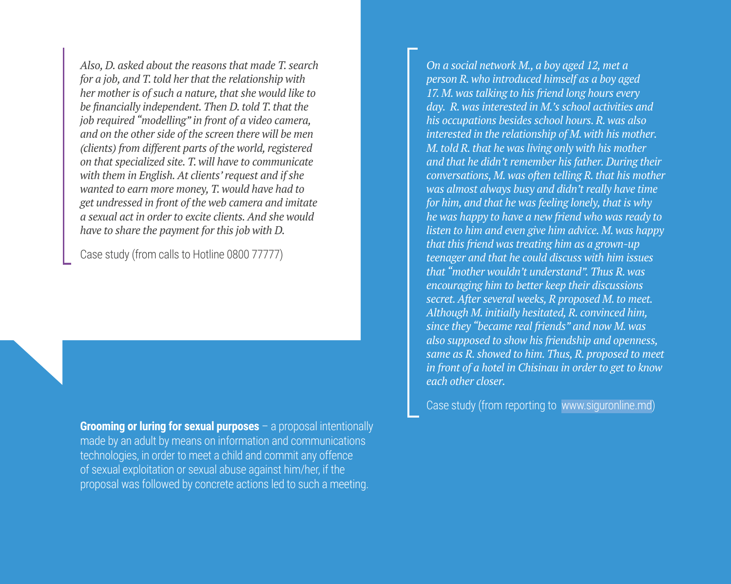*Also, D. asked about the reasons that made T. search for a job, and T. told her that the relationship with her mother is of such a nature, that she would like to be financially independent. Then D. told T. that the job required "modelling" in front of a video camera, and on the other side of the screen there will be men (clients) from different parts of the world, registered on that specialized site. T. will have to communicate with them in English. At clients' request and if she wanted to earn more money, T. would have had to get undressed in front of the web camera and imitate a sexual act in order to excite clients. And she would have to share the payment for this job with D.*

Case study (from calls to Hotline 0800 77777)

**Grooming or luring for sexual purposes** – a proposal intentionally made by an adult by means on information and communications technologies, in order to meet a child and commit any offence of sexual exploitation or sexual abuse against him/her, if the proposal was followed by concrete actions led to such a meeting.

*On a social network M., a boy aged 12, met a person R. who introduced himself as a boy aged 17. M. was talking to his friend long hours every day. R. was interested in M.'s school activities and his occupations besides school hours. R. was also interested in the relationship of M. with his mother. M. told R. that he was living only with his mother and that he didn't remember his father. During their conversations, M. was often telling R. that his mother was almost always busy and didn't really have time for him, and that he was feeling lonely, that is why he was happy to have a new friend who was ready to listen to him and even give him advice. M. was happy that this friend was treating him as a grown-up teenager and that he could discuss with him issues that "mother wouldn't understand". Thus R. was encouraging him to better keep their discussions secret. After several weeks, R proposed M. to meet. Although M. initially hesitated, R. convinced him, since they "became real friends" and now M. was also supposed to show his friendship and openness, same as R. showed to him. Thus, R. proposed to meet in front of a hotel in Chisinau in order to get to know each other closer.*

Case study (from reporting to www.siguronline.md)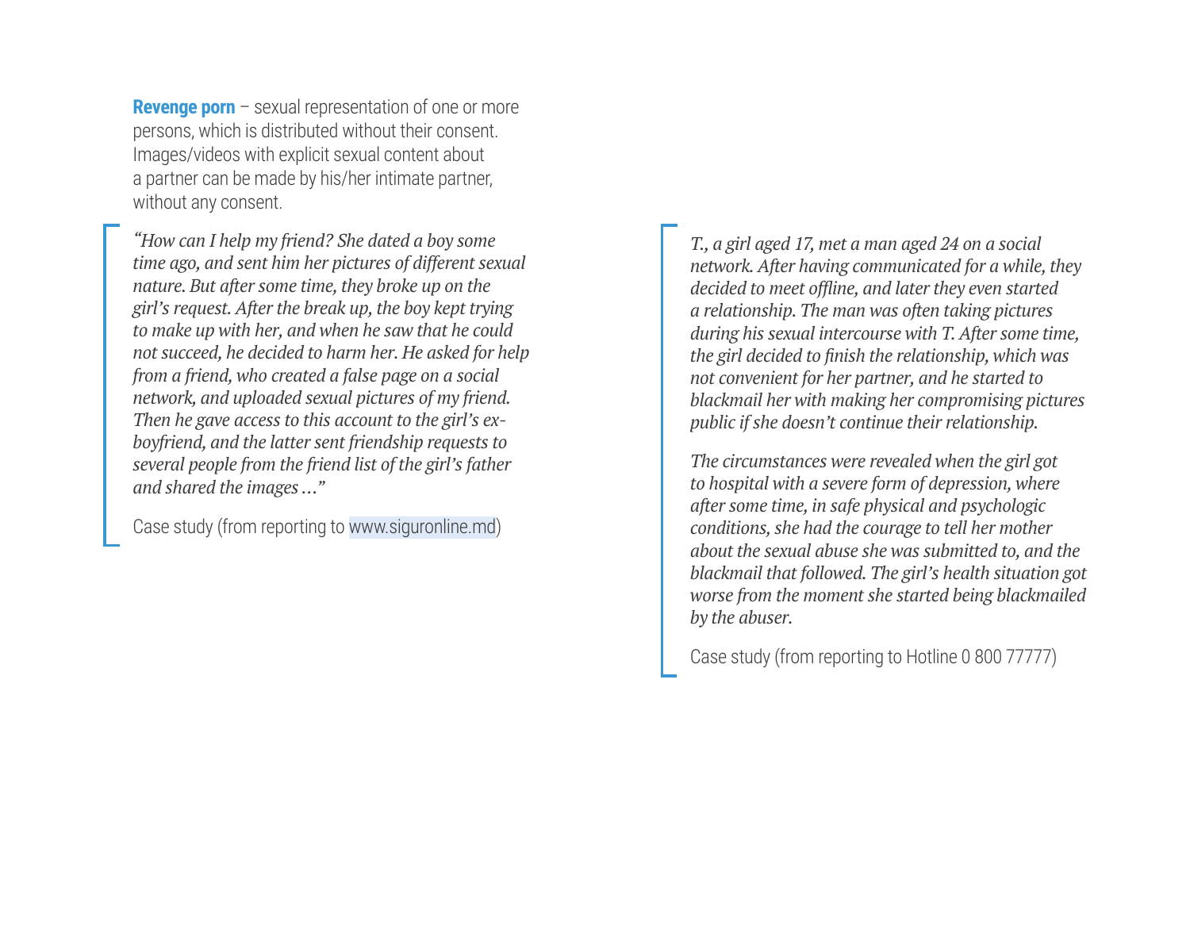**Revenge porn** – sexual representation of one or more persons, which is distributed without their consent. Images/videos with explicit sexual content about a partner can be made by his/her intimate partner, without any consent.

> *"How can I help my friend? She dated a boy some time ago, and sent him her pictures of different sexual nature. But after some time, they broke up on the girl's request. After the break up, the boy kept trying to make up with her, and when he saw that he could not succeed, he decided to harm her. He asked for help from a friend, who created a false page on a social network, and uploaded sexual pictures of my friend. Then he gave access to this account to the girl's ex-boyfriend, and the latter sent friendship requests to several people from the friend list of the girl's father and shared the images ..."*
>
> Case study (from reporting to www.siguronline.md)

> *T., a girl aged 17, met a man aged 24 on a social network. After having communicated for a while, they decided to meet offline, and later they even started a relationship. The man was often taking pictures during his sexual intercourse with T. After some time, the girl decided to finish the relationship, which was not convenient for her partner, and he started to blackmail her with making her compromising pictures public if she doesn't continue their relationship.*
>
> *The circumstances were revealed when the girl got to hospital with a severe form of depression, where after some time, in safe physical and psychologic conditions, she had the courage to tell her mother about the sexual abuse she was submitted to, and the blackmail that followed. The girl's health situation got worse from the moment she started being blackmailed by the abuser.*
>
> Case study (from reporting to Hotline 0 800 77777)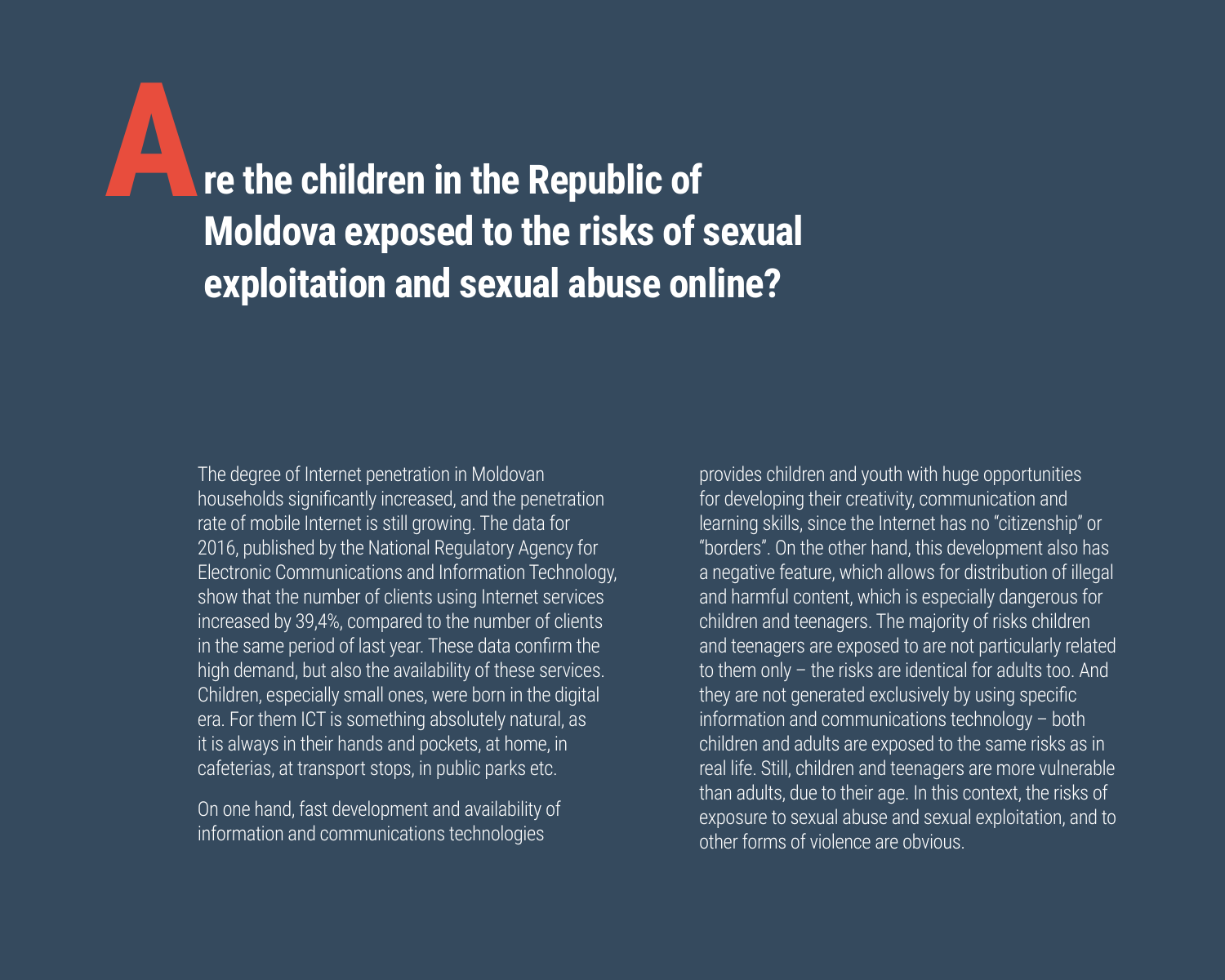# Are the children in the Republic of Moldova exposed to the risks of sexual exploitation and sexual abuse online?

The degree of Internet penetration in Moldovan households significantly increased, and the penetration rate of mobile Internet is still growing. The data for 2016, published by the National Regulatory Agency for Electronic Communications and Information Technology, show that the number of clients using Internet services increased by 39,4%, compared to the number of clients in the same period of last year. These data confirm the high demand, but also the availability of these services. Children, especially small ones, were born in the digital era. For them ICT is something absolutely natural, as it is always in their hands and pockets, at home, in cafeterias, at transport stops, in public parks etc.

On one hand, fast development and availability of information and communications technologies provides children and youth with huge opportunities for developing their creativity, communication and learning skills, since the Internet has no "citizenship" or "borders". On the other hand, this development also has a negative feature, which allows for distribution of illegal and harmful content, which is especially dangerous for children and teenagers. The majority of risks children and teenagers are exposed to are not particularly related to them only – the risks are identical for adults too. And they are not generated exclusively by using specific information and communications technology – both children and adults are exposed to the same risks as in real life. Still, children and teenagers are more vulnerable than adults, due to their age. In this context, the risks of exposure to sexual abuse and sexual exploitation, and to other forms of violence are obvious.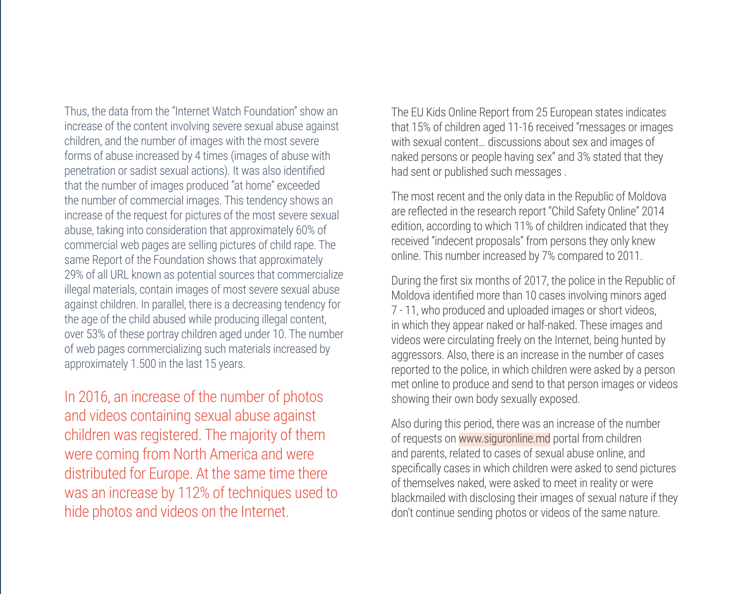Thus, the data from the "Internet Watch Foundation" show an increase of the content involving severe sexual abuse against children, and the number of images with the most severe forms of abuse increased by 4 times (images of abuse with penetration or sadist sexual actions). It was also identified that the number of images produced "at home" exceeded the number of commercial images. This tendency shows an increase of the request for pictures of the most severe sexual abuse, taking into consideration that approximately 60% of commercial web pages are selling pictures of child rape. The same Report of the Foundation shows that approximately 29% of all URL known as potential sources that commercialize illegal materials, contain images of most severe sexual abuse against children. In parallel, there is a decreasing tendency for the age of the child abused while producing illegal content, over 53% of these portray children aged under 10. The number of web pages commercializing such materials increased by approximately 1.500 in the last 15 years.

In 2016, an increase of the number of photos and videos containing sexual abuse against children was registered. The majority of them were coming from North America and were distributed for Europe. At the same time there was an increase by 112% of techniques used to hide photos and videos on the Internet.

The EU Kids Online Report from 25 European states indicates that 15% of children aged 11-16 received "messages or images with sexual content… discussions about sex and images of naked persons or people having sex" and 3% stated that they had sent or published such messages .

The most recent and the only data in the Republic of Moldova are reflected in the research report "Child Safety Online" 2014 edition, according to which 11% of children indicated that they received "indecent proposals" from persons they only knew online. This number increased by 7% compared to 2011.

During the first six months of 2017, the police in the Republic of Moldova identified more than 10 cases involving minors aged 7 - 11, who produced and uploaded images or short videos, in which they appear naked or half-naked. These images and videos were circulating freely on the Internet, being hunted by aggressors. Also, there is an increase in the number of cases reported to the police, in which children were asked by a person met online to produce and send to that person images or videos showing their own body sexually exposed.

Also during this period, there was an increase of the number of requests on www.siguronline.md portal from children and parents, related to cases of sexual abuse online, and specifically cases in which children were asked to send pictures of themselves naked, were asked to meet in reality or were blackmailed with disclosing their images of sexual nature if they don't continue sending photos or videos of the same nature.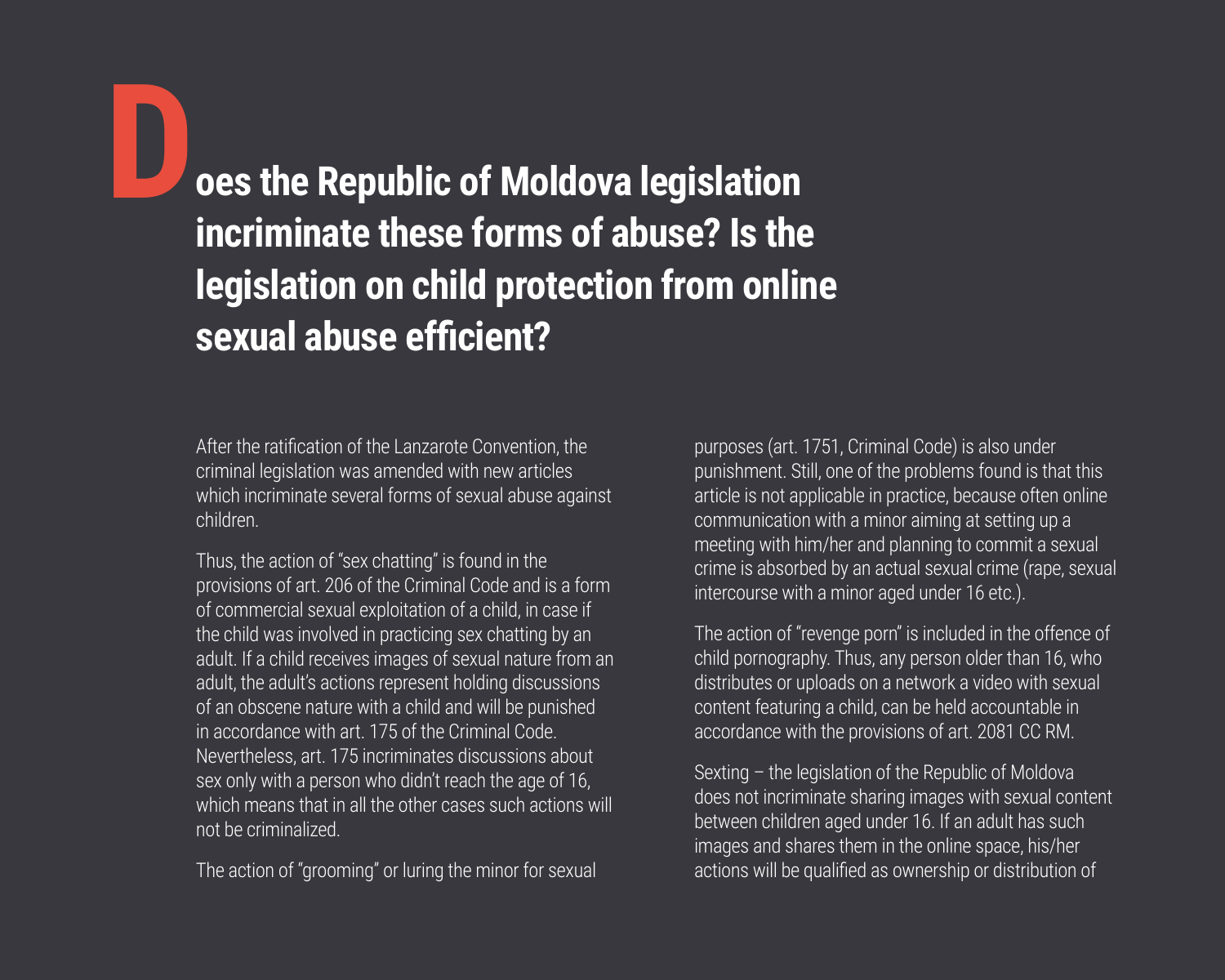## Does the Republic of Moldova legislation incriminate these forms of abuse? Is the legislation on child protection from online sexual abuse efficient?

After the ratification of the Lanzarote Convention, the criminal legislation was amended with new articles which incriminate several forms of sexual abuse against children.

Thus, the action of "sex chatting" is found in the provisions of art. 206 of the Criminal Code and is a form of commercial sexual exploitation of a child, in case if the child was involved in practicing sex chatting by an adult. If a child receives images of sexual nature from an adult, the adult's actions represent holding discussions of an obscene nature with a child and will be punished in accordance with art. 175 of the Criminal Code. Nevertheless, art. 175 incriminates discussions about sex only with a person who didn't reach the age of 16, which means that in all the other cases such actions will not be criminalized.

The action of "grooming" or luring the minor for sexual purposes (art. 1751, Criminal Code) is also under punishment. Still, one of the problems found is that this article is not applicable in practice, because often online communication with a minor aiming at setting up a meeting with him/her and planning to commit a sexual crime is absorbed by an actual sexual crime (rape, sexual intercourse with a minor aged under 16 etc.).

The action of "revenge porn" is included in the offence of child pornography. Thus, any person older than 16, who distributes or uploads on a network a video with sexual content featuring a child, can be held accountable in accordance with the provisions of art. 2081 CC RM.

Sexting – the legislation of the Republic of Moldova does not incriminate sharing images with sexual content between children aged under 16. If an adult has such images and shares them in the online space, his/her actions will be qualified as ownership or distribution of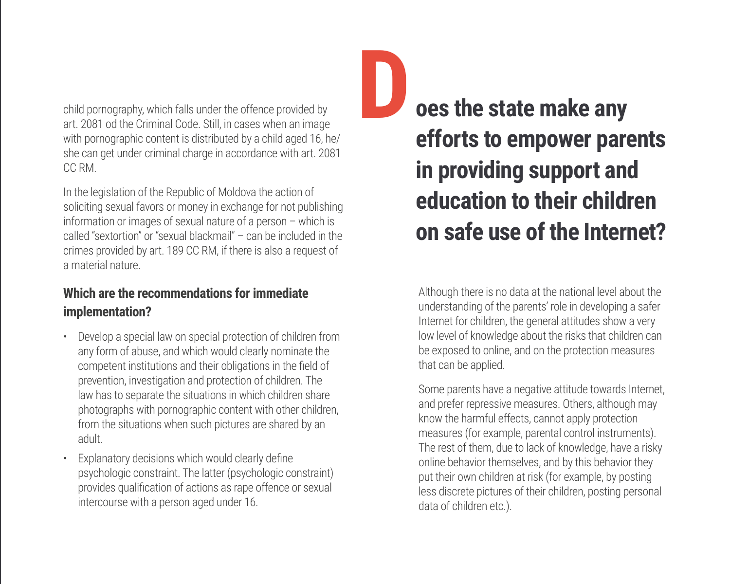child pornography, which falls under the offence provided by art. 2081 od the Criminal Code. Still, in cases when an image with pornographic content is distributed by a child aged 16, he/she can get under criminal charge in accordance with art. 2081 CC RM.

In the legislation of the Republic of Moldova the action of soliciting sexual favors or money in exchange for not publishing information or images of sexual nature of a person – which is called "sextortion" or "sexual blackmail" – can be included in the crimes provided by art. 189 CC RM, if there is also a request of a material nature.

### Which are the recommendations for immediate implementation?

- Develop a special law on special protection of children from any form of abuse, and which would clearly nominate the competent institutions and their obligations in the field of prevention, investigation and protection of children. The law has to separate the situations in which children share photographs with pornographic content with other children, from the situations when such pictures are shared by an adult.
- Explanatory decisions which would clearly define psychologic constraint. The latter (psychologic constraint) provides qualification of actions as rape offence or sexual intercourse with a person aged under 16.

## Does the state make any efforts to empower parents in providing support and education to their children on safe use of the Internet?

Although there is no data at the national level about the understanding of the parents' role in developing a safer Internet for children, the general attitudes show a very low level of knowledge about the risks that children can be exposed to online, and on the protection measures that can be applied.

Some parents have a negative attitude towards Internet, and prefer repressive measures. Others, although may know the harmful effects, cannot apply protection measures (for example, parental control instruments). The rest of them, due to lack of knowledge, have a risky online behavior themselves, and by this behavior they put their own children at risk (for example, by posting less discrete pictures of their children, posting personal data of children etc.).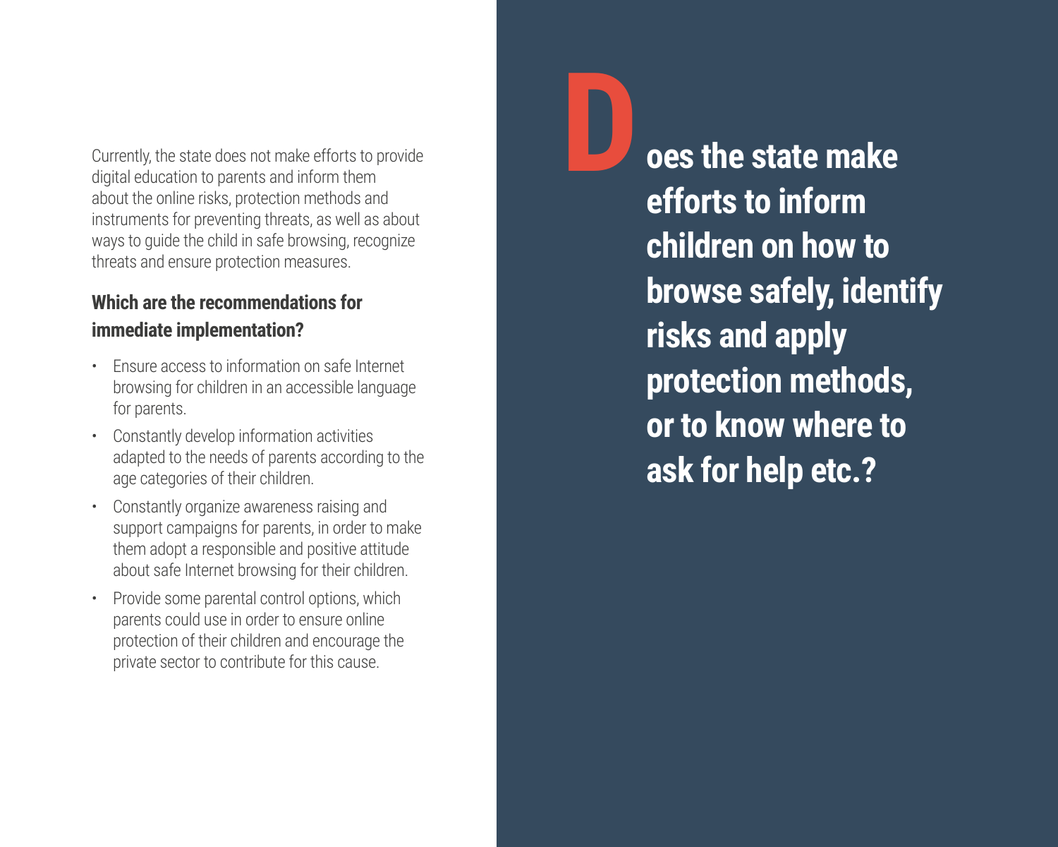Currently, the state does not make efforts to provide digital education to parents and inform them about the online risks, protection methods and instruments for preventing threats, as well as about ways to guide the child in safe browsing, recognize threats and ensure protection measures.

### Which are the recommendations for immediate implementation?

- Ensure access to information on safe Internet browsing for children in an accessible language for parents.
- Constantly develop information activities adapted to the needs of parents according to the age categories of their children.
- Constantly organize awareness raising and support campaigns for parents, in order to make them adopt a responsible and positive attitude about safe Internet browsing for their children.
- Provide some parental control options, which parents could use in order to ensure online protection of their children and encourage the private sector to contribute for this cause.

## Does the state make efforts to inform children on how to browse safely, identify risks and apply protection methods, or to know where to ask for help etc.?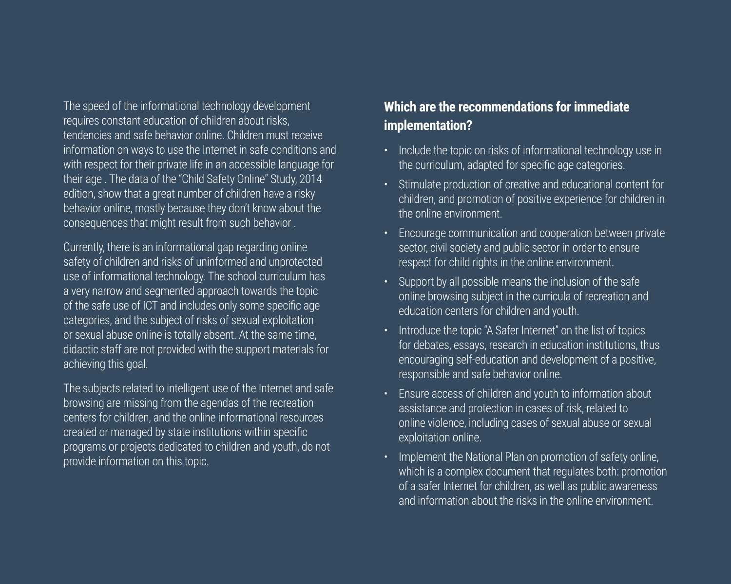The speed of the informational technology development requires constant education of children about risks, tendencies and safe behavior online. Children must receive information on ways to use the Internet in safe conditions and with respect for their private life in an accessible language for their age . The data of the "Child Safety Online" Study, 2014 edition, show that a great number of children have a risky behavior online, mostly because they don't know about the consequences that might result from such behavior .

Currently, there is an informational gap regarding online safety of children and risks of uninformed and unprotected use of informational technology. The school curriculum has a very narrow and segmented approach towards the topic of the safe use of ICT and includes only some specific age categories, and the subject of risks of sexual exploitation or sexual abuse online is totally absent. At the same time, didactic staff are not provided with the support materials for achieving this goal.

The subjects related to intelligent use of the Internet and safe browsing are missing from the agendas of the recreation centers for children, and the online informational resources created or managed by state institutions within specific programs or projects dedicated to children and youth, do not provide information on this topic.

## Which are the recommendations for immediate implementation?

- Include the topic on risks of informational technology use in the curriculum, adapted for specific age categories.
- Stimulate production of creative and educational content for children, and promotion of positive experience for children in the online environment.
- Encourage communication and cooperation between private sector, civil society and public sector in order to ensure respect for child rights in the online environment.
- Support by all possible means the inclusion of the safe online browsing subject in the curricula of recreation and education centers for children and youth.
- Introduce the topic "A Safer Internet" on the list of topics for debates, essays, research in education institutions, thus encouraging self-education and development of a positive, responsible and safe behavior online.
- Ensure access of children and youth to information about assistance and protection in cases of risk, related to online violence, including cases of sexual abuse or sexual exploitation online.
- Implement the National Plan on promotion of safety online, which is a complex document that regulates both: promotion of a safer Internet for children, as well as public awareness and information about the risks in the online environment.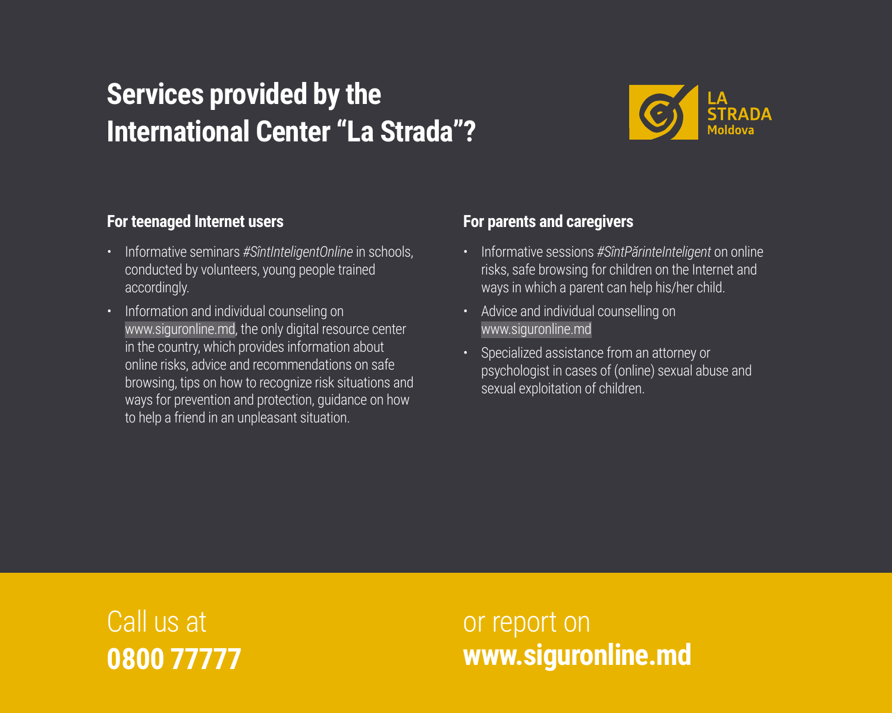# Services provided by the International Center “La Strada”?

LA STRADA Moldova

### For teenaged Internet users

- Informative seminars *#SîntInteligentOnline* in schools, conducted by volunteers, young people trained accordingly.
- Information and individual counseling on www.siguronline.md, the only digital resource center in the country, which provides information about online risks, advice and recommendations on safe browsing, tips on how to recognize risk situations and ways for prevention and protection, guidance on how to help a friend in an unpleasant situation.

### For parents and caregivers

- Informative sessions *#SîntPărinteInteligent* on online risks, safe browsing for children on the Internet and ways in which a parent can help his/her child.
- Advice and individual counselling on www.siguronline.md
- Specialized assistance from an attorney or psychologist in cases of (online) sexual abuse and sexual exploitation of children.

Call us at
**0800 77777**

or report on
**www.siguronline.md**